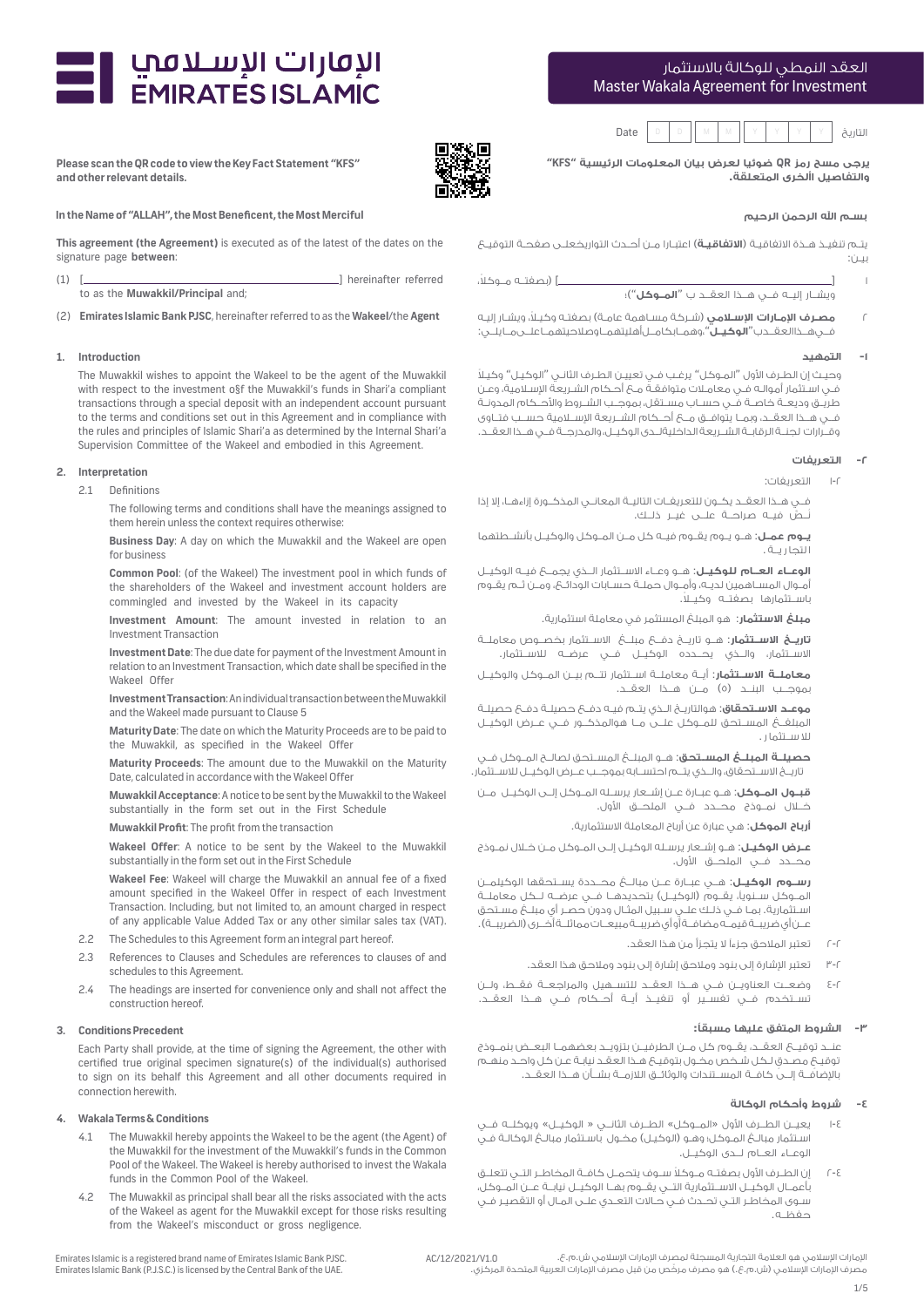# الإمارات الإسلامي EMIRATES ISLAMIC

## العقد النمطي للوكالة بالاستثمار
## Master Wakala Agreement for Investment

Date | D | D | M | M | Y | Y | Y | Y | التاريخ

**Please scan the QR code to view the Key Fact Statement "KFS" and other relevant details.**

**يرجى مسح رمز QR ضوئيا لعرض بيان المعلومات الرئيسية "KFS" والتفاصيل الأخرى المتعلقة.**

**In the Name of "ALLAH", the Most Beneficent, the Most Merciful**

**بسم الله الرحمن الرحيم**

**This agreement (the Agreement)** is executed as of the latest of the dates on the signature page **between**:

(1) [\_\_\_\_\_\_\_\_\_\_\_\_\_\_\_\_\_\_\_\_\_\_\_\_\_\_\_\_\_\_\_\_] hereinafter referred to as the **Muwakkil/Principal** and;

(2) **Emirates Islamic Bank PJSC**, hereinafter referred to as the **Wakeel**/the **Agent**

يتم تنفيذ هذة الاتفاقية **(الاتفاقية)** اعتبارا من أحدث التواريخعلى صفحة التوقيع بين:

١ [\_\_\_\_\_\_\_\_\_\_\_\_\_\_\_\_\_\_\_\_\_\_\_\_\_\_\_\_\_\_\_\_] (بصفته موكلا، ويشار إليه في هذا العقد ب "**الموكل**")؛

٢ **مصرف الإمارات الإسلامي** (شركة مساهمة عامة) بصفته وكيلا، ويشار إليه فيهذاالعقدب "**الوكيل**"،وهمابكاملأهليتهماوصلاحيتهماعلىمايلي:

### 1. Introduction

The Muwakkil wishes to appoint the Wakeel to be the agent of the Muwakkil with respect to the investment o§f the Muwakkil's funds in Shari'a compliant transactions through a special deposit with an independent account pursuant to the terms and conditions set out in this Agreement and in compliance with the rules and principles of Islamic Shari'a as determined by the Internal Shari'a Supervision Committee of the Wakeel and embodied in this Agreement.

### ١- التمهيد

وحيث إن الطرف الأول "الموكل" يرغب في تعيين الطرف الثاني "الوكيل" وكيلا في استثمار أمواله في معاملات متوافقة مع أحكام الشريعة الإسلامية، وعن طريق وديعة خاصة في حساب مستقل، بموجب الشروط والأحكام المدونة في هذا العقد، وبما يتوافق مع أحكام الشريعة الإسلامية حسب فتاوى وقرارات لجنة الرقابة الشرعية الداخلية لدى الوكيل، والمدرجة في هذا العقد.

### 2. Interpretation

2.1 Definitions

The following terms and conditions shall have the meanings assigned to them herein unless the context requires otherwise:

**Business Day**: A day on which the Muwakkil and the Wakeel are open for business

**Common Pool**: (of the Wakeel) The investment pool in which funds of the shareholders of the Wakeel and investment account holders are commingled and invested by the Wakeel in its capacity

**Investment Amount**: The amount invested in relation to an Investment Transaction

**Investment Date**: The due date for payment of the Investment Amount in relation to an Investment Transaction, which date shall be specified in the Wakeel Offer

**Investment Transaction**: An individual transaction between the Muwakkil and the Wakeel made pursuant to Clause 5

**Maturity Date**: The date on which the Maturity Proceeds are to be paid to the Muwakkil, as specified in the Wakeel Offer

**Maturity Proceeds**: The amount due to the Muwakkil on the Maturity Date, calculated in accordance with the Wakeel Offer

**Muwakkil Acceptance**: A notice to be sent by the Muwakkil to the Wakeel substantially in the form set out in the First Schedule

**Muwakkil Profit**: The profit from the transaction

**Wakeel Offer**: A notice to be sent by the Wakeel to the Muwakkil substantially in the form set out in the First Schedule

**Wakeel Fee**: Wakeel will charge the Muwakkil an annual fee of a fixed amount specified in the Wakeel Offer in respect of each Investment Transaction. Including, but not limited to, an amount charged in respect of any applicable Value Added Tax or any other similar sales tax (VAT).

2.2 The Schedules to this Agreement form an integral part hereof.

2.3 References to Clauses and Schedules are references to clauses of and schedules to this Agreement.

2.4 The headings are inserted for convenience only and shall not affect the construction hereof.

### ٢- التعريفات

٢-١ التعريفات:

في هذا العقد يكون للتعريفات التالية المعاني المذكورة إزاءها، إلا إذا نص فيه صراحة على غير ذلك.

**يوم عمل**: هو يوم يقوم فيه كل من الموكل والوكيل بأنشطتهما التجارية.

**الوعاء العام للوكيل**: هو وعاء الاستثمار الذي يجمع فيه الوكيل أموال المساهمين لديه، وأموال حملة حسابات الودائع، ومن ثم يقوم باستثمارها بصفته وكيلا.

**مبلغ الاستثمار**: هو المبلغ المستثمر في معاملة استثمارية.

**تاريخ الاستثمار**: هو تاريخ دفع مبلغ الاستثمار بخصوص معاملة الاستثمار، والذي يحدده الوكيل في عرضه للاستثمار.

**معاملة الاستثمار**: أية معاملة استثمار تتم بين الموكل والوكيل بموجب البند (٥) من هذا العقد.

**موعد الاستحقاق**: هوالتاريخ الذي يتم فيه دفع حصيلة دفع حصيلة المبلغ المستحق للموكل على ما هوالمذكور في عرض الوكيل للاستثمار.

**حصيلة المبلغ المستحق**: هو المبلغ المستحق لصالح الموكل في تاريخ الاستحقاق، والذي يتم احتسابه بموجب عرض الوكيل للاستثمار.

**قبول الموكل**: هو عبارة عن إشعار يرسله الموكل إلى الوكيل من خلال نموذج محدد في الملحق الأول.

**أرباح الموكل**: هي عبارة عن أرباح المعاملة الاستثمارية.

**عرض الوكيل**: هو إشعار يرسله الوكيل إلى الموكل من خلال نموذج محدد في الملحق الأول.

**رسوم الوكيل**: هي عبارة عن مبالغ محددة يستحقها الوكيلمن الموكل سنويا، يقوم (الوكيل) بتحديدها في عرضه لكل معاملة استثمارية، بما في ذلك على سبيل المثال ودون حصر أي مبلغ مستحق عن أي ضريبة قيمة مضافة أو أي ضريبة مبيعات مماثلة أخرى (الضريبة).

٢-٢ تعتبر الملاحق جزءا لا يتجزأ من هذا العقد.

٢-٣ تعتبر الإشارة إلى بنود وملاحق إشارة إلى بنود وملاحق هذا العقد.

٢-٤ وضعت العناوين في هذا العقد للتسهيل والمراجعة فقط، ولن تستخدم في تفسير أو تنفيذ أية أحكام في هذا العقد.

### 3. Conditions Precedent

Each Party shall provide, at the time of signing the Agreement, the other with certified true original specimen signature(s) of the individual(s) authorised to sign on its behalf this Agreement and all other documents required in connection herewith.

### ٣- الشروط المتفق عليها مسبقا:

عند توقيع العقد، يقوم كل من الطرفين بتزويد بعضهما البعض بنموذج توقيع مصدق لكل شخص مخول بتوقيع هذا العقد نيابة عن كل واحد منهم بالإضافة إلى كافة المستندات والوثائق اللازمة بشأن هذا العقد.

### 4. Wakala Terms & Conditions

4.1 The Muwakkil hereby appoints the Wakeel to be the agent (the Agent) of the Muwakkil for the investment of the Muwakkil's funds in the Common Pool of the Wakeel. The Wakeel is hereby authorised to invest the Wakala funds in the Common Pool of the Wakeel.

4.2 The Muwakkil as principal shall bear all the risks associated with the acts of the Wakeel as agent for the Muwakkil except for those risks resulting from the Wakeel's misconduct or gross negligence.

### ٤- شروط وأحكام الوكالة

٤-١ يعين الطرف الأول «الموكل» الطرف الثاني « الوكيل» ويوكله في استثمار مبالغ الموكل، وهو (الوكيل) مخول باستثمار مبالغ الوكالة في الوعاء العام لدى الوكيل.

٤-٢ إن الطرف الأول بصفته موكلا سوف يتحمل كافة المخاطر التي تتعلق بأعمال الوكيل الاستثمارية التي يقوم بها الوكيل نيابة عن الموكل، سوى المخاطر التي تحدث في حالات التعدي على المال أو التقصير في حفظه.

Emirates Islamic is a registered brand name of Emirates Islamic Bank PJSC. Emirates Islamic Bank (P.J.S.C.) is licensed by the Central Bank of the UAE.

AC/12/2021/V1.0

الإمارات الإسلامي هو العلامة التجارية المسجلة لمصرف الإمارات الإسلامي ش.م.ع. مصرف الإمارات الإسلامي (ش.م.ع.) هو مصرف مرخص من قبل مصرف الإمارات العربية المتحدة المركزي.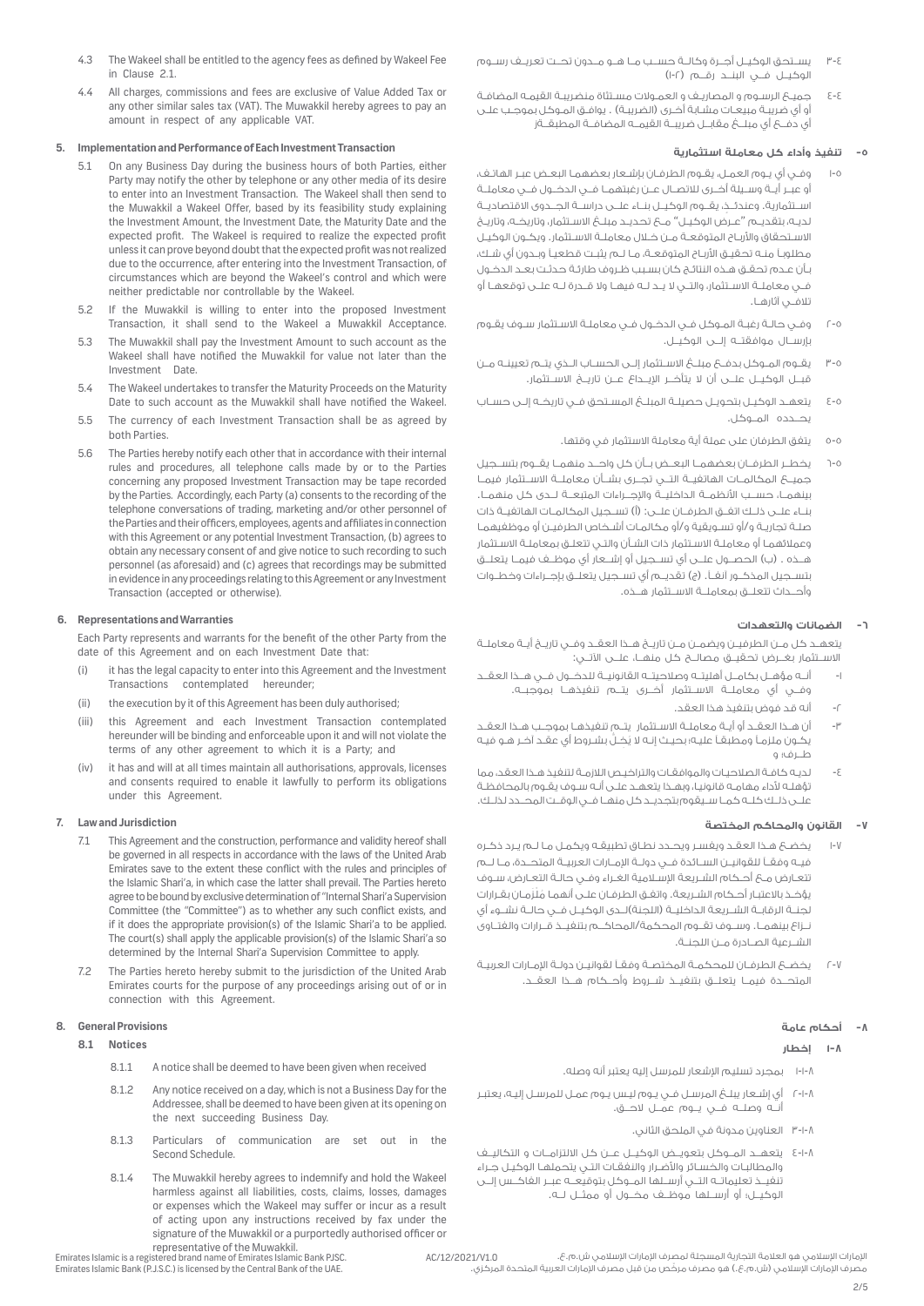4.3 The Wakeel shall be entitled to the agency fees as defined by Wakeel Fee in Clause 2.1.

4.4 All charges, commissions and fees are exclusive of Value Added Tax or any other similar sales tax (VAT). The Muwakkil hereby agrees to pay an amount in respect of any applicable VAT.

## 5. Implementation and Performance of Each Investment Transaction

5.1 On any Business Day during the business hours of both Parties, either Party may notify the other by telephone or any other media of its desire to enter into an Investment Transaction. The Wakeel shall then send to the Muwakkil a Wakeel Offer, based by its feasibility study explaining the Investment Amount, the Investment Date, the Maturity Date and the expected profit. The Wakeel is required to realize the expected profit unless it can prove beyond doubt that the expected profit was not realized due to the occurrence, after entering into the Investment Transaction, of circumstances which are beyond the Wakeel's control and which were neither predictable nor controllable by the Wakeel.

5.2 If the Muwakkil is willing to enter into the proposed Investment Transaction, it shall send to the Wakeel a Muwakkil Acceptance.

5.3 The Muwakkil shall pay the Investment Amount to such account as the Wakeel shall have notified the Muwakkil for value not later than the Investment Date.

5.4 The Wakeel undertakes to transfer the Maturity Proceeds on the Maturity Date to such account as the Muwakkil shall have notified the Wakeel.

5.5 The currency of each Investment Transaction shall be as agreed by both Parties.

5.6 The Parties hereby notify each other that in accordance with their internal rules and procedures, all telephone calls made by or to the Parties concerning any proposed Investment Transaction may be tape recorded by the Parties. Accordingly, each Party (a) consents to the recording of the telephone conversations of trading, marketing and/or other personnel of the Parties and their officers, employees, agents and affiliates in connection with this Agreement or any potential Investment Transaction, (b) agrees to obtain any necessary consent of and give notice to such recording to such personnel (as aforesaid) and (c) agrees that recordings may be submitted in evidence in any proceedings relating to this Agreement or any Investment Transaction (accepted or otherwise).

## 6. Representations and Warranties

Each Party represents and warrants for the benefit of the other Party from the date of this Agreement and on each Investment Date that:

(i) it has the legal capacity to enter into this Agreement and the Investment Transactions contemplated hereunder;

(ii) the execution by it of this Agreement has been duly authorised;

(iii) this Agreement and each Investment Transaction contemplated hereunder will be binding and enforceable upon it and will not violate the terms of any other agreement to which it is a Party; and

(iv) it has and will at all times maintain all authorisations, approvals, licenses and consents required to enable it lawfully to perform its obligations under this Agreement.

## 7. Law and Jurisdiction

7.1 This Agreement and the construction, performance and validity hereof shall be governed in all respects in accordance with the laws of the United Arab Emirates save to the extent these conflict with the rules and principles of the Islamic Shari'a, in which case the latter shall prevail. The Parties hereto agree to be bound by exclusive determination of "Internal Shari'a Supervision Committee (the "Committee") as to whether any such conflict exists, and if it does the appropriate provision(s) of the Islamic Shari'a to be applied. The court(s) shall apply the applicable provision(s) of the Islamic Shari'a so determined by the Internal Shari'a Supervision Committee to apply.

7.2 The Parties hereto hereby submit to the jurisdiction of the United Arab Emirates courts for the purpose of any proceedings arising out of or in connection with this Agreement.

## 8. General Provisions

### 8.1 Notices

8.1.1 A notice shall be deemed to have been given when received

8.1.2 Any notice received on a day, which is not a Business Day for the Addressee, shall be deemed to have been given at its opening on the next succeeding Business Day.

8.1.3 Particulars of communication are set out in the Second Schedule.

8.1.4 The Muwakkil hereby agrees to indemnify and hold the Wakeel harmless against all liabilities, costs, claims, losses, damages or expenses which the Wakeel may suffer or incur as a result of acting upon any instructions received by fax under the signature of the Muwakkil or a purportedly authorised officer or representative of the Muwakkil.

٤-٣ يستحق الوكيل أجرة وكالة حسب ما هو مدون تحت تعريف رسوم الوكيل في البند رقم (٢-١)

٤-٤ جميع الرسوم و المصاريف و العمولات مستثناة منضريبة القيمة المضافة أو أي ضريبة مبيعات مشابة أخرى (الضريبة) . يوافق الموكل بموجب على أي دفع أي مبلغ مقابل ضريبة القيمة المضافة المطبقة.

## ٥- تنفيذ وأداء كل معاملة استثمارية

٥-١ وفي أي يوم العمل، يقوم الطرفان بإشعار بعضهما البعض عبر الهاتف، أو عبر أية وسيلة أخرى للاتصال عن رغبتهما في الدخول في معاملة استثمارية. وعندئذٍ، يقوم الوكيل بناء على دراسة الجدوى الاقتصادية لديه، بتقديم "عرض الوكيل" مع تحديد مبلغ الاستثمار، وتاريخه، وتاريخ الاستحقاق والأرباح المتوقعة من خلال معاملة الاستثمار. ويكون الوكيل مطلوبا منه تحقيق الأرباح المتوقعة، ما لم يثبت قطعيا وبدون أي شك، بأن عدم تحقق هذه النتائج كان بسبب ظروف طارئة حدثت بعد الدخول في معاملة الاستثمار، والتي لا يد له فيها ولا قدرة له على توقعها أو تلافي آثارها.

٥-٢ وفي حالة رغبة الموكل في الدخول في معاملة الاستثمار سوف يقوم بإرسال موافقته إلى الوكيل.

٥-٣ يقوم الموكل بدفع مبلغ الاستثمار إلى الحساب الذي يتم تعيينه من قبل الوكيل على أن لا يتأخر الإيداع عن تاريخ الاستثمار.

٥-٤ يتعهد الوكيل بتحويل حصيلة المبلغ المستحق في تاريخه إلى حساب يحدده الموكل.

٥-٥ يتفق الطرفان على عملة أية معاملة الاستثمار في وقتها.

٥-٦ يخطر الطرفان بعضهما البعض بأن كل واحد منهما يقوم بتسجيل جميع المكالمات الهاتفية التي تجري بشأن معاملة الاستثمار فيما بينهما، حسب الأنظمة الداخلية والإجراءات المتبعة لدى كل منهما. بناء على ذلك اتفق الطرفان على: (أ) تسجيل المكالمات الهاتفية ذات صلة تجارية و/أو تسويقية و/أو مكالمات أشخاص الطرفين أو موظفيهما وعملائهما أو معاملة الاستثمار ذات الشأن والتي تتعلق بمعاملة الاستثمار هذه . (ب) الحصول على أي تسجيل أو إشعار أي موظف فيما يتعلق بتسجيل المذكور آنفا. (ج) تقديم أي تسجيل يتعلق بإجراءات وخطوات وأحداث تتعلق بمعاملة الاستثمار هذه.

## ٦- الضمانات والتعهدات

يتعهد كل من الطرفين ويضمن من تاريخ هذا العقد وفي تاريخ أية معاملة الاستثمار بغرض تحقيق مصالح كل منهما، على الآتي:

١- أنه مؤهل بكامل أهليته وصلاحيته القانونية للدخول في هذا العقد وفي أي معاملة استثمار أخرى يتم تنفيذها بموجبه.

٢- أنه قد فوض بتنفيذ هذا العقد.

٣- أن هذا العقد أو أية معاملة الاستثمار يتم تنفيذها بموجب هذا العقد يكون ملزما ومطبقا عليه؛ بحيث إنه لا يخل بشروط أي عقد آخر هو فيه طرف؛ و

٤- لديه كافة الصلاحيات والموافقات والتراخيص اللازمة لتنفيذ هذا العقد، مما تؤهله لأداء مهامه قانونيا، وبهذا يتعهد على أنه سوف يقوم بالمحافظة على ذلك كله كما سيقوم بتجديد كل منها في الوقت المحدد لذلك.

## ٧- القانون والمحاكم المختصة

٧-١ يخضع هذا العقد ويفسر ويحدد نطاق تطبيقه ويكمل ما لم يرد ذكره فيه وفقا للقوانين السائدة في دولة الإمارات العربية المتحدة، ما لم تتعارض مع أحكام الشريعة الإسلامية الغراء وفي حالة التعارض، سوف يؤخذ بالاعتبار أحكام الشريعة. واتفق الطرفان على أنهما ملزمان بقرارات لجنة الرقابة الشرعية الداخلية (اللجنة)لدى الوكيل في حالة نشوء أي نزاع بينهما. وسوف تقوم المحكمة/المحاكم بتنفيذ قرارات والفتاوى الشرعية الصادرة من اللجنة.

٧-٢ يخضع الطرفان للمحكمة المختصة وفقا لقوانين دولة الإمارات العربية المتحدة فيما يتعلق بتنفيذ شروط وأحكام هذا العقد.

## ٨- أحكام عامة

### ٨-١ إخطار

٨-١-١ بمجرد تسليم الإشعار للمرسل إليه يعتبر أنه وصله.

٨-١-٢ أي إشعار يبلغ المرسل في يوم ليس يوم عمل للمرسل إليه، يعتبر أنه وصله في يوم عمل لاحق.

٨-١-٣ العناوين مدونة في الملحق الثاني.

٨-١-٤ يتعهد الموكل بتعويض الوكيل عن كل الالتزامات و التكاليف والمطالبات والخسائر والأضرار والنفقات التي يتحملها الوكيل جراء تنفيذ تعليماته التي أرسلها الموكل بتوقيعه عبر الفاكس إلى الوكيل؛ أو أرسلها موظف مخول أو ممثل له.

Emirates Islamic is a registered brand name of Emirates Islamic Bank PJSC.
Emirates Islamic Bank (P.J.S.C.) is licensed by the Central Bank of the UAE.

AC/12/2021/V1.0

الإمارات الإسلامي هو العلامة التجارية المسجلة لمصرف الإمارات الإسلامي ش.م.ع.
مصرف الإمارات الإسلامي (ش.م.ع.) هو مصرف مرخص من قبل مصرف الإمارات العربية المتحدة المركزي.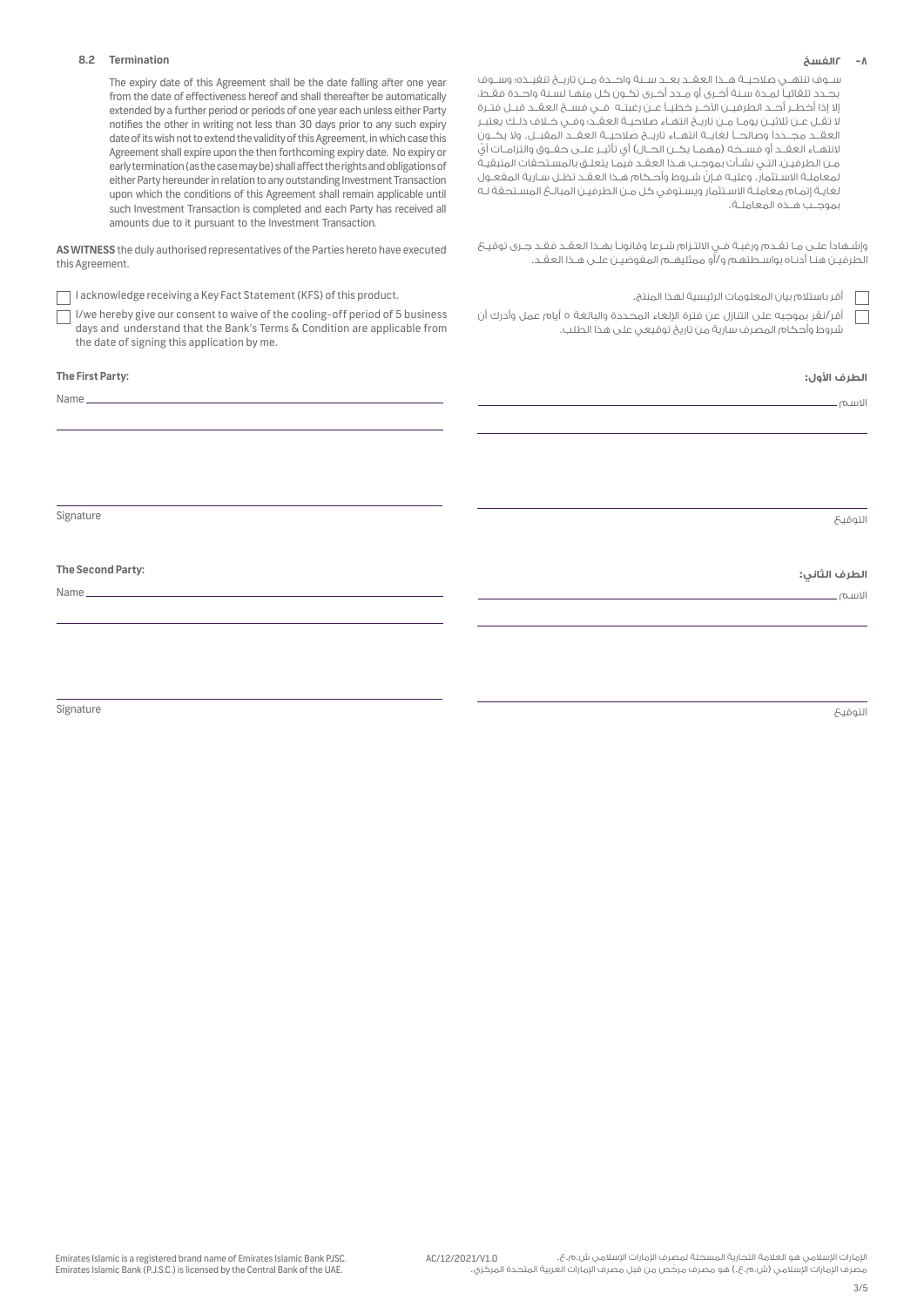### 8.2 Termination

The expiry date of this Agreement shall be the date falling after one year from the date of effectiveness hereof and shall thereafter be automatically extended by a further period or periods of one year each unless either Party notifies the other in writing not less than 30 days prior to any such expiry date of its wish not to extend the validity of this Agreement, in which case this Agreement shall expire upon the then forthcoming expiry date. No expiry or early termination (as the case may be) shall affect the rights and obligations of either Party hereunder in relation to any outstanding Investment Transaction upon which the conditions of this Agreement shall remain applicable until such Investment Transaction is completed and each Party has received all amounts due to it pursuant to the Investment Transaction.

### ٨-٢ الفسخ

سـوف تنتهـي صلاحيـة هـذا العقـد بعـد سـنة واحـدة مـن تاريـخ تنفيـذه؛ وسـوف يجـدد تلقائياً لمـدة سـنة أخـرى أو مـدد أخـرى تكـون كل منهـا لسـنة واحـدة فقـط، إلا إذا أخطـر أحـد الطرفيـن الآخـر خطيـاً عـن رغبتـه فـي فسـخ العقـد قبـل فتـرة لا تقـل عـن ثلاثيـن يومـا مـن تاريـخ انتهـاء صلاحيـة العقـد؛ وفـي خـلاف ذلـك يعتبـر العقـد مجـدداً وصالحـاً لغايـة انتهـاء تاريـخ صلاحيـة العقـد المقبـل. ولا يكـون لانتهـاء العقـد أو فسـخه (مهمـا يكـن الحـال) أي تأثيـر علـى حقـوق والتزامـات أيّ مـن الطرفيـن التـي نشـأت بموجـب هـذا العقـد فيمـا يتعلـق بالمسـتحقات المتبقيـة لمعاملـة الاسـتثمار. وعليـه فـإنّ شـروط وأحـكام هـذا العقـد تظـل سـارية المفعـول لغايـة إتمـام معاملـة الاسـتثمار ويسـتوفي كل مـن الطرفيـن المبالـغ المسـتحقة لـه بموجـب هـذه المعاملـة.

**AS WITNESS** the duly authorised representatives of the Parties hereto have executed this Agreement.

وإشـهاداً علـى مـا تقـدم ورغبـة فـي الالتـزام شـرعاً وقانونـاً بهـذا العقـد فقـد جـرى توقيـع الطرفيـن هنـا أدنـاه بواسـطتهم و/أو ممثليهـم المفوضيـن علـى هـذا العقـد.

☐ I acknowledge receiving a Key Fact Statement (KFS) of this product.

☐ I/we hereby give our consent to waive of the cooling-off period of 5 business days and understand that the Bank's Terms & Condition are applicable from the date of signing this application by me.

☐ أقر باستلام بيان المعلومات الرئيسية لهذا المنتج.

☐ أقر/نقر بموجبه على التنازل عن فترة الإلغاء المحددة والبالغة ٥ أيام عمل وأدرك أن شروط وأحكام المصرف سارية من تاريخ توقيعي على هذا الطلب.

**The First Party:** / **الطرف الأول:**

Name ____________________ الاسم

Signature ____________________ التوقيع

**The Second Party:** / **الطرف الثاني:**

Name ____________________ الاسم

Signature ____________________ التوقيع

Emirates Islamic is a registered brand name of Emirates Islamic Bank PJSC.
Emirates Islamic Bank (P.J.S.C.) is licensed by the Central Bank of the UAE.

AC/12/2021/V1.0

الإمارات الإسلامي هو العلامة التجارية المسجلة لمصرف الإمارات الإسلامي ش.م.ع.
مصرف الإمارات الإسلامي (ش.م.ع.) هو مصرف مرخص من قبل مصرف الإمارات العربية المتحدة المركزي.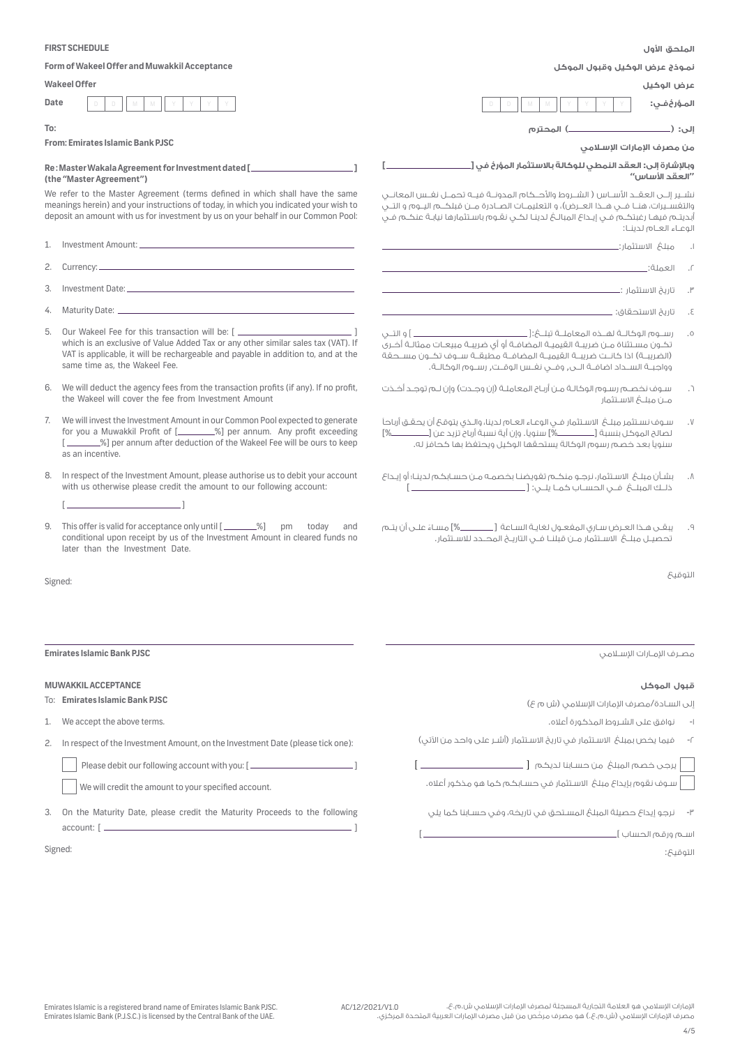**FIRST SCHEDULE**

**Form of Wakeel Offer and Muwakkil Acceptance**

**Wakeel Offer**

**Date** D D M M Y Y Y Y

**To:**

**From: Emirates Islamic Bank PJSC**

**Re : Master Wakala Agreement for Investment dated [______________________] (the "Master Agreement")**

We refer to the Master Agreement (terms defined in which shall have the same meanings herein) and your instructions of today, in which you indicated your wish to deposit an amount with us for investment by us on your behalf in our Common Pool:

1. Investment Amount: ______________________
2. Currency: ______________________
3. Investment Date: ______________________
4. Maturity Date: ______________________
5. Our Wakeel Fee for this transaction will be: [ ______________________ ] which is an exclusive of Value Added Tax or any other similar sales tax (VAT). If VAT is applicable, it will be rechargeable and payable in addition to, and at the same time as, the Wakeel Fee.
6. We will deduct the agency fees from the transaction profits (if any). If no profit, the Wakeel will cover the fee from Investment Amount
7. We will invest the Investment Amount in our Common Pool expected to generate for you a Muwakkil Profit of [________%] per annum. Any profit exceeding [________%] per annum after deduction of the Wakeel Fee will be ours to keep as an incentive.
8. In respect of the Investment Amount, please authorise us to debit your account with us otherwise please credit the amount to our following account:

   [ ______________________ ]
9. This offer is valid for acceptance only until [________%] pm today and conditional upon receipt by us of the Investment Amount in cleared funds no later than the Investment Date.

Signed:

______________________

**Emirates Islamic Bank PJSC**

**MUWAKKIL ACCEPTANCE**

To: **Emirates Islamic Bank PJSC**

1. We accept the above terms.
2. In respect of the Investment Amount, on the Investment Date (please tick one):

   ☐ Please debit our following account with you: [ ______________________ ]

   ☐ We will credit the amount to your specified account.
3. On the Maturity Date, please credit the Maturity Proceeds to the following account: [ ______________________ ]

Signed:

---

**الملحق الأول**

**نموذج عرض الوكيل وقبول الموكل**

**عرض الوكيل**

**المؤرخ في:** D D M M Y Y Y Y

**إلى: (______________) المحترم**

**من مصرف الإمارات الإسلامي**

**وبالإشارة إلى: العقد النمطي للوكالة بالاستثمار المؤرخ في [______________] "العقد الأساس"**

نشير إلى العقد الأساس ( الشروط والأحكام المدونة فيه تحمل نفس المعاني والتفسيرات، هنا في هذا العرض)، و التعليمات الصادرة من قبلكم اليوم و التي أبديتم فيها رغبتكم في إيداع المبالغ لدينا لكي نقوم باستثمارها نيابة عنكم في الوعاء العام لدينا:

١. مبلغ الاستثمار: ______________________

٢. العملة: ______________________

٣. تاريخ الاستثمار : ______________________

٤. تاريخ الاستحقاق: ______________________

٥. رسوم الوكالة لهذه المعاملة تبلغ: [ ______________________ ] و التي تكون مستثناة من ضريبة القيمة المضافة أو أي ضريبة مبيعات مماثلة أخرى (الضريبة) اذا كانت ضريبة القيمة المضافة مطبقة سوف تكون مستحقة وواجبة السداد اضافة الى، وفي نفس الوقت، رسوم الوكالة.

٦. سوف نخصم رسوم الوكالة من أرباح المعاملة (إن وجدت) وإن لم توجد أخذت من مبلغ الاستثمار

٧. سوف نستثمر مبلغ الاستثمار في الوعاء العام لدينا، والذي يتوقع أن يحقق أرباحاً لصالح الموكل بنسبة [________%] سنوياً. وإن أية نسبة أرباح تزيد عن [________%] سنوياً بعد خصم رسوم الوكالة يستحقها الوكيل ويحتفظ بها كحافز له.

٨. بشأن مبلغ الاستثمار، نرجو منكم تفويضنا بخصمه من حسابكم لدينا، أو إيداع ذلك المبلغ في الحساب كما يلي: [ ______________________ ]

٩. يبقى هذا العرض ساري المفعول لغاية الساعة [________%] مساء على أن يتم تحصيل مبلغ الاستثمار من قبلنا في التاريخ المحدد للاستثمار.

التوقيع

______________________

مصرف الإمارات الإسلامي

**قبول الموكل**

إلى السادة/مصرف الإمارات الإسلامي (ش م ع)

١- نوافق على الشروط المذكورة أعلاه.

٢- فيما يخص بمبلغ الاستثمار في تاريخ الاستثمار (أشر على واحد من الآتي)

☐ يرجى خصم المبلغ من حسابنا لديكم [ ______________________ ]

☐ سوف نقوم بإيداع مبلغ الاستثمار في حسابكم كما هو مذكور أعلاه.

٣- نرجو إيداع حصيلة المبلغ المستحق في تاريخه، وفي حسابنا كما يلي

اسم ورقم الحساب [ ______________________ ]

التوقيع: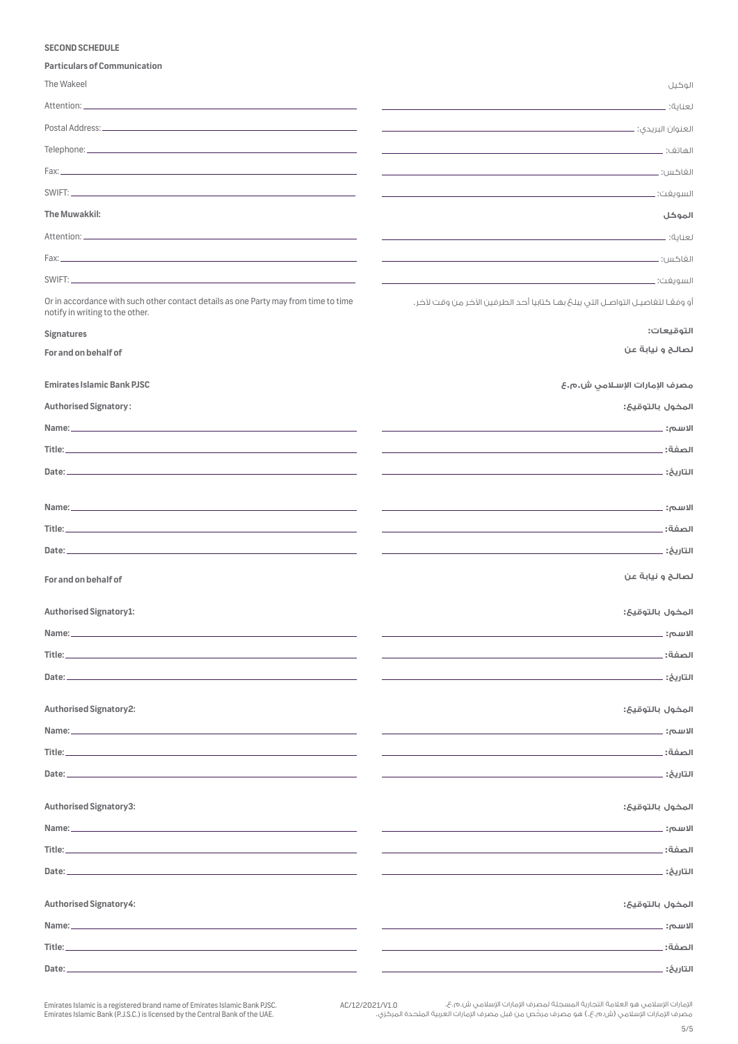**SECOND SCHEDULE**

**Particulars of Communication**

| | |
|---|---|
| The Wakeel | الوكيل |
| Attention: | لعناية: |
| Postal Address: | العنوان البريدي: |
| Telephone: | الهاتف: |
| Fax: | الفاكس: |
| SWIFT: | السويفت: |
| **The Muwakkil:** | **الموكل** |
| Attention: | لعناية: |
| Fax: | الفاكس: |
| SWIFT: | السويفت: |
| Or in accordance with such other contact details as one Party may from time to time notify in writing to the other. | أو وفقا لتفاصيل التواصل التي يبلغ بها كتابيا أحد الطرفين الآخر من وقت لآخر. |

**Signatures** | **التوقيعات:**

**For and on behalf of** | **لصالح و نيابة عن**

**Emirates Islamic Bank PJSC** | **مصرف الإمارات الإسلامي ش.م.ع**

| | |
|---|---|
| **Authorised Signatory:** | **المخول بالتوقيع:** |
| **Name:** | **الاسم:** |
| **Title:** | **الصفة:** |
| **Date:** | **التاريخ:** |
| **Name:** | **الاسم:** |
| **Title:** | **الصفة:** |
| **Date:** | **التاريخ:** |

**For and on behalf of** | **لصالح و نيابة عن**

| | |
|---|---|
| **Authorised Signatory1:** | **المخول بالتوقيع:** |
| **Name:** | **الاسم:** |
| **Title:** | **الصفة:** |
| **Date:** | **التاريخ:** |
| **Authorised Signatory2:** | **المخول بالتوقيع:** |
| **Name:** | **الاسم:** |
| **Title:** | **الصفة:** |
| **Date:** | **التاريخ:** |
| **Authorised Signatory3:** | **المخول بالتوقيع:** |
| **Name:** | **الاسم:** |
| **Title:** | **الصفة:** |
| **Date:** | **التاريخ:** |
| **Authorised Signatory4:** | **المخول بالتوقيع:** |
| **Name:** | **الاسم:** |
| **Title:** | **الصفة:** |
| **Date:** | **التاريخ:** |

Emirates Islamic is a registered brand name of Emirates Islamic Bank PJSC.
Emirates Islamic Bank (P.J.S.C.) is licensed by the Central Bank of the UAE.

AC/12/2021/V1.0

الإمارات الإسلامي هو العلامة التجارية المسجلة لمصرف الإمارات الإسلامي ش.م.ع.
مصرف الإمارات الإسلامي (ش.م.ع.) هو مصرف مرخص من قبل مصرف الإمارات العربية المتحدة المركزي.